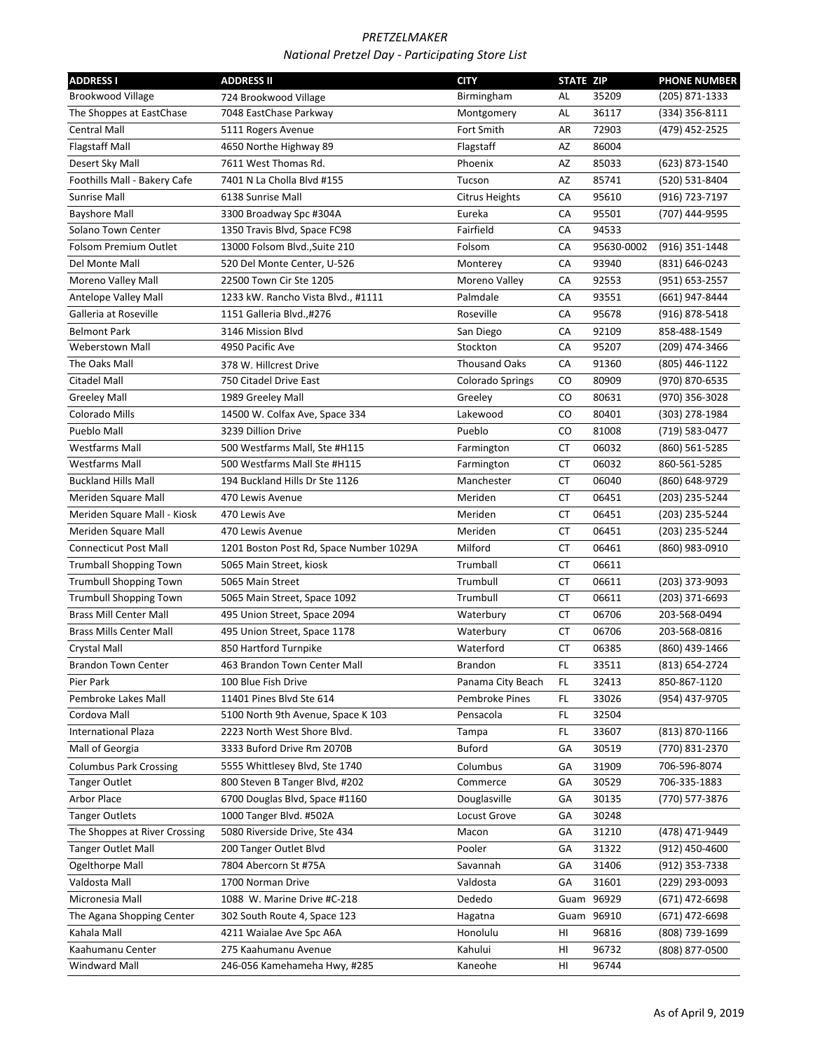*PRETZELMAKER*

*National Pretzel Day - Participating Store List*

| ADDRESS I | ADDRESS II | CITY | STATE | ZIP | PHONE NUMBER |
|---|---|---|---|---|---|
| Brookwood Village | 724 Brookwood Village | Birmingham | AL | 35209 | (205) 871-1333 |
| The Shoppes at EastChase | 7048 EastChase Parkway | Montgomery | AL | 36117 | (334) 356-8111 |
| Central Mall | 5111 Rogers Avenue | Fort Smith | AR | 72903 | (479) 452-2525 |
| Flagstaff Mall | 4650 Northe Highway 89 | Flagstaff | AZ | 86004 | |
| Desert Sky Mall | 7611 West Thomas Rd. | Phoenix | AZ | 85033 | (623) 873-1540 |
| Foothills Mall - Bakery Cafe | 7401 N La Cholla Blvd #155 | Tucson | AZ | 85741 | (520) 531-8404 |
| Sunrise Mall | 6138 Sunrise Mall | Citrus Heights | CA | 95610 | (916) 723-7197 |
| Bayshore Mall | 3300 Broadway Spc #304A | Eureka | CA | 95501 | (707) 444-9595 |
| Solano Town Center | 1350 Travis Blvd, Space FC98 | Fairfield | CA | 94533 | |
| Folsom Premium Outlet | 13000 Folsom Blvd.,Suite 210 | Folsom | CA | 95630-0002 | (916) 351-1448 |
| Del Monte Mall | 520 Del Monte Center, U-526 | Monterey | CA | 93940 | (831) 646-0243 |
| Moreno Valley Mall | 22500 Town Cir Ste 1205 | Moreno Valley | CA | 92553 | (951) 653-2557 |
| Antelope Valley Mall | 1233 kW. Rancho Vista Blvd., #1111 | Palmdale | CA | 93551 | (661) 947-8444 |
| Galleria at Roseville | 1151 Galleria Blvd.,#276 | Roseville | CA | 95678 | (916) 878-5418 |
| Belmont Park | 3146 Mission Blvd | San Diego | CA | 92109 | 858-488-1549 |
| Weberstown Mall | 4950 Pacific Ave | Stockton | CA | 95207 | (209) 474-3466 |
| The Oaks Mall | 378 W. Hillcrest Drive | Thousand Oaks | CA | 91360 | (805) 446-1122 |
| Citadel Mall | 750 Citadel Drive East | Colorado Springs | CO | 80909 | (970) 870-6535 |
| Greeley Mall | 1989 Greeley Mall | Greeley | CO | 80631 | (970) 356-3028 |
| Colorado Mills | 14500 W. Colfax Ave, Space 334 | Lakewood | CO | 80401 | (303) 278-1984 |
| Pueblo Mall | 3239 Dillion Drive | Pueblo | CO | 81008 | (719) 583-0477 |
| Westfarms Mall | 500 Westfarms Mall, Ste #H115 | Farmington | CT | 06032 | (860) 561-5285 |
| Westfarms Mall | 500 Westfarms Mall Ste #H115 | Farmington | CT | 06032 | 860-561-5285 |
| Buckland Hills Mall | 194 Buckland Hills Dr Ste 1126 | Manchester | CT | 06040 | (860) 648-9729 |
| Meriden Square Mall | 470 Lewis Avenue | Meriden | CT | 06451 | (203) 235-5244 |
| Meriden Square Mall - Kiosk | 470 Lewis Ave | Meriden | CT | 06451 | (203) 235-5244 |
| Meriden Square Mall | 470 Lewis Avenue | Meriden | CT | 06451 | (203) 235-5244 |
| Connecticut Post Mall | 1201 Boston Post Rd, Space Number 1029A | Milford | CT | 06461 | (860) 983-0910 |
| Trumball Shopping Town | 5065 Main Street, kiosk | Trumball | CT | 06611 | |
| Trumbull Shopping Town | 5065 Main Street | Trumbull | CT | 06611 | (203) 373-9093 |
| Trumbull Shopping Town | 5065 Main Street, Space 1092 | Trumbull | CT | 06611 | (203) 371-6693 |
| Brass Mill Center Mall | 495 Union Street, Space 2094 | Waterbury | CT | 06706 | 203-568-0494 |
| Brass Mills Center Mall | 495 Union Street, Space 1178 | Waterbury | CT | 06706 | 203-568-0816 |
| Crystal Mall | 850 Hartford Turnpike | Waterford | CT | 06385 | (860) 439-1466 |
| Brandon Town Center | 463 Brandon Town Center Mall | Brandon | FL | 33511 | (813) 654-2724 |
| Pier Park | 100 Blue Fish Drive | Panama City Beach | FL | 32413 | 850-867-1120 |
| Pembroke Lakes Mall | 11401 Pines Blvd Ste 614 | Pembroke Pines | FL | 33026 | (954) 437-9705 |
| Cordova Mall | 5100 North 9th Avenue, Space K 103 | Pensacola | FL | 32504 | |
| International Plaza | 2223 North West Shore Blvd. | Tampa | FL | 33607 | (813) 870-1166 |
| Mall of Georgia | 3333 Buford Drive Rm 2070B | Buford | GA | 30519 | (770) 831-2370 |
| Columbus Park Crossing | 5555 Whittlesey Blvd, Ste 1740 | Columbus | GA | 31909 | 706-596-8074 |
| Tanger Outlet | 800 Steven B Tanger Blvd, #202 | Commerce | GA | 30529 | 706-335-1883 |
| Arbor Place | 6700 Douglas Blvd, Space #1160 | Douglasville | GA | 30135 | (770) 577-3876 |
| Tanger Outlets | 1000 Tanger Blvd. #502A | Locust Grove | GA | 30248 | |
| The Shoppes at River Crossing | 5080 Riverside Drive, Ste 434 | Macon | GA | 31210 | (478) 471-9449 |
| Tanger Outlet Mall | 200 Tanger Outlet Blvd | Pooler | GA | 31322 | (912) 450-4600 |
| Ogelthorpe Mall | 7804 Abercorn St #75A | Savannah | GA | 31406 | (912) 353-7338 |
| Valdosta Mall | 1700 Norman Drive | Valdosta | GA | 31601 | (229) 293-0093 |
| Micronesia Mall | 1088 W. Marine Drive #C-218 | Dededo | Guam | 96929 | (671) 472-6698 |
| The Agana Shopping Center | 302 South Route 4, Space 123 | Hagatna | Guam | 96910 | (671) 472-6698 |
| Kahala Mall | 4211 Waialae Ave Spc A6A | Honolulu | HI | 96816 | (808) 739-1699 |
| Kaahumanu Center | 275 Kaahumanu Avenue | Kahului | HI | 96732 | (808) 877-0500 |
| Windward Mall | 246-056 Kamehameha Hwy, #285 | Kaneohe | HI | 96744 | |

As of April 9, 2019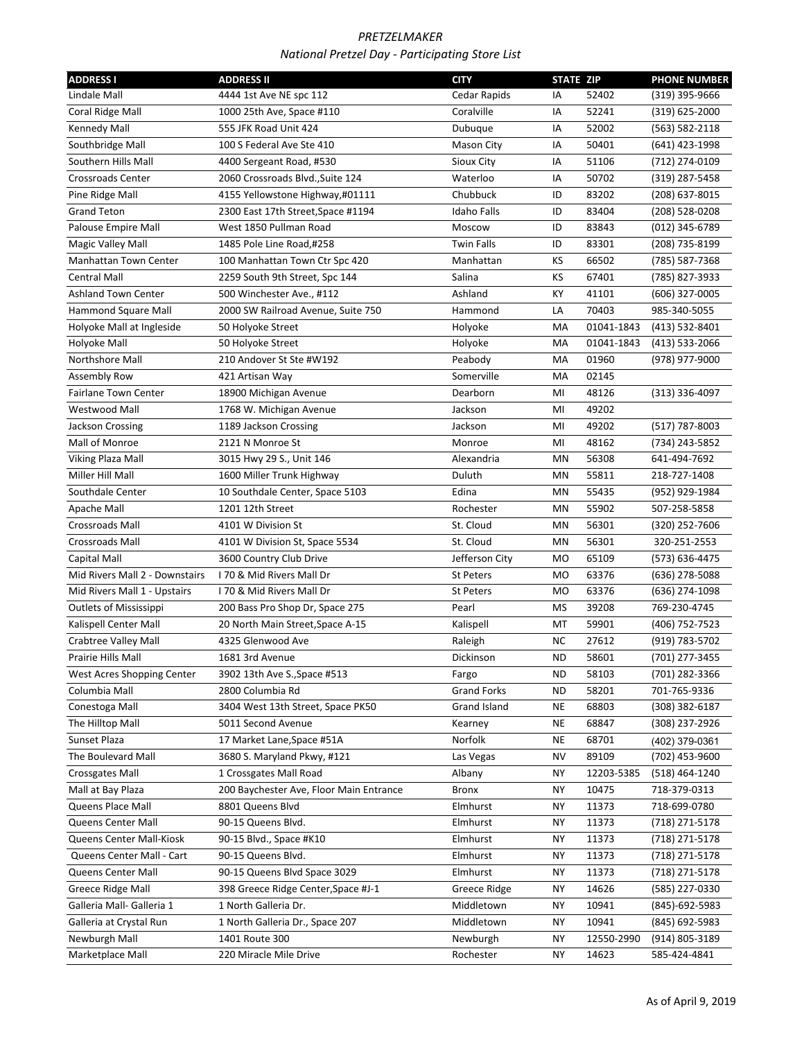*PRETZELMAKER*

*National Pretzel Day - Participating Store List*

| ADDRESS I | ADDRESS II | CITY | STATE | ZIP | PHONE NUMBER |
|---|---|---|---|---|---|
| Lindale Mall | 4444 1st Ave NE spc 112 | Cedar Rapids | IA | 52402 | (319) 395-9666 |
| Coral Ridge Mall | 1000 25th Ave, Space #110 | Coralville | IA | 52241 | (319) 625-2000 |
| Kennedy Mall | 555 JFK Road Unit 424 | Dubuque | IA | 52002 | (563) 582-2118 |
| Southbridge Mall | 100 S Federal Ave Ste 410 | Mason City | IA | 50401 | (641) 423-1998 |
| Southern Hills Mall | 4400 Sergeant Road, #530 | Sioux City | IA | 51106 | (712) 274-0109 |
| Crossroads Center | 2060 Crossroads Blvd.,Suite 124 | Waterloo | IA | 50702 | (319) 287-5458 |
| Pine Ridge Mall | 4155 Yellowstone Highway,#01111 | Chubbuck | ID | 83202 | (208) 637-8015 |
| Grand Teton | 2300 East 17th Street,Space #1194 | Idaho Falls | ID | 83404 | (208) 528-0208 |
| Palouse Empire Mall | West 1850 Pullman Road | Moscow | ID | 83843 | (012) 345-6789 |
| Magic Valley Mall | 1485 Pole Line Road,#258 | Twin Falls | ID | 83301 | (208) 735-8199 |
| Manhattan Town Center | 100 Manhattan Town Ctr Spc 420 | Manhattan | KS | 66502 | (785) 587-7368 |
| Central Mall | 2259 South 9th Street, Spc 144 | Salina | KS | 67401 | (785) 827-3933 |
| Ashland Town Center | 500 Winchester Ave., #112 | Ashland | KY | 41101 | (606) 327-0005 |
| Hammond Square Mall | 2000 SW Railroad Avenue, Suite 750 | Hammond | LA | 70403 | 985-340-5055 |
| Holyoke Mall at Ingleside | 50 Holyoke Street | Holyoke | MA | 01041-1843 | (413) 532-8401 |
| Holyoke Mall | 50 Holyoke Street | Holyoke | MA | 01041-1843 | (413) 533-2066 |
| Northshore Mall | 210 Andover St Ste #W192 | Peabody | MA | 01960 | (978) 977-9000 |
| Assembly Row | 421 Artisan Way | Somerville | MA | 02145 | |
| Fairlane Town Center | 18900 Michigan Avenue | Dearborn | MI | 48126 | (313) 336-4097 |
| Westwood Mall | 1768 W. Michigan Avenue | Jackson | MI | 49202 | |
| Jackson Crossing | 1189 Jackson Crossing | Jackson | MI | 49202 | (517) 787-8003 |
| Mall of Monroe | 2121 N Monroe St | Monroe | MI | 48162 | (734) 243-5852 |
| Viking Plaza Mall | 3015 Hwy 29 S., Unit 146 | Alexandria | MN | 56308 | 641-494-7692 |
| Miller Hill Mall | 1600 Miller Trunk Highway | Duluth | MN | 55811 | 218-727-1408 |
| Southdale Center | 10 Southdale Center, Space 5103 | Edina | MN | 55435 | (952) 929-1984 |
| Apache Mall | 1201 12th Street | Rochester | MN | 55902 | 507-258-5858 |
| Crossroads Mall | 4101 W Division St | St. Cloud | MN | 56301 | (320) 252-7606 |
| Crossroads Mall | 4101 W Division St, Space 5534 | St. Cloud | MN | 56301 | 320-251-2553 |
| Capital Mall | 3600 Country Club Drive | Jefferson City | MO | 65109 | (573) 636-4475 |
| Mid Rivers Mall 2 - Downstairs | I 70 & Mid Rivers Mall Dr | St Peters | MO | 63376 | (636) 278-5088 |
| Mid Rivers Mall 1 - Upstairs | I 70 & Mid Rivers Mall Dr | St Peters | MO | 63376 | (636) 274-1098 |
| Outlets of Mississippi | 200 Bass Pro Shop Dr, Space 275 | Pearl | MS | 39208 | 769-230-4745 |
| Kalispell Center Mall | 20 North Main Street,Space A-15 | Kalispell | MT | 59901 | (406) 752-7523 |
| Crabtree Valley Mall | 4325 Glenwood Ave | Raleigh | NC | 27612 | (919) 783-5702 |
| Prairie Hills Mall | 1681 3rd Avenue | Dickinson | ND | 58601 | (701) 277-3455 |
| West Acres Shopping Center | 3902 13th Ave S.,Space #513 | Fargo | ND | 58103 | (701) 282-3366 |
| Columbia Mall | 2800 Columbia Rd | Grand Forks | ND | 58201 | 701-765-9336 |
| Conestoga Mall | 3404 West 13th Street, Space PK50 | Grand Island | NE | 68803 | (308) 382-6187 |
| The Hilltop Mall | 5011 Second Avenue | Kearney | NE | 68847 | (308) 237-2926 |
| Sunset Plaza | 17 Market Lane,Space #51A | Norfolk | NE | 68701 | (402) 379-0361 |
| The Boulevard Mall | 3680 S. Maryland Pkwy, #121 | Las Vegas | NV | 89109 | (702) 453-9600 |
| Crossgates Mall | 1 Crossgates Mall Road | Albany | NY | 12203-5385 | (518) 464-1240 |
| Mall at Bay Plaza | 200 Baychester Ave, Floor Main Entrance | Bronx | NY | 10475 | 718-379-0313 |
| Queens Place Mall | 8801 Queens Blvd | Elmhurst | NY | 11373 | 718-699-0780 |
| Queens Center Mall | 90-15 Queens Blvd. | Elmhurst | NY | 11373 | (718) 271-5178 |
| Queens Center Mall-Kiosk | 90-15 Blvd., Space #K10 | Elmhurst | NY | 11373 | (718) 271-5178 |
| Queens Center Mall - Cart | 90-15 Queens Blvd. | Elmhurst | NY | 11373 | (718) 271-5178 |
| Queens Center Mall | 90-15 Queens Blvd Space 3029 | Elmhurst | NY | 11373 | (718) 271-5178 |
| Greece Ridge Mall | 398 Greece Ridge Center,Space #J-1 | Greece Ridge | NY | 14626 | (585) 227-0330 |
| Galleria Mall- Galleria 1 | 1 North Galleria Dr. | Middletown | NY | 10941 | (845)-692-5983 |
| Galleria at Crystal Run | 1 North Galleria Dr., Space 207 | Middletown | NY | 10941 | (845) 692-5983 |
| Newburgh Mall | 1401 Route 300 | Newburgh | NY | 12550-2990 | (914) 805-3189 |
| Marketplace Mall | 220 Miracle Mile Drive | Rochester | NY | 14623 | 585-424-4841 |

As of April 9, 2019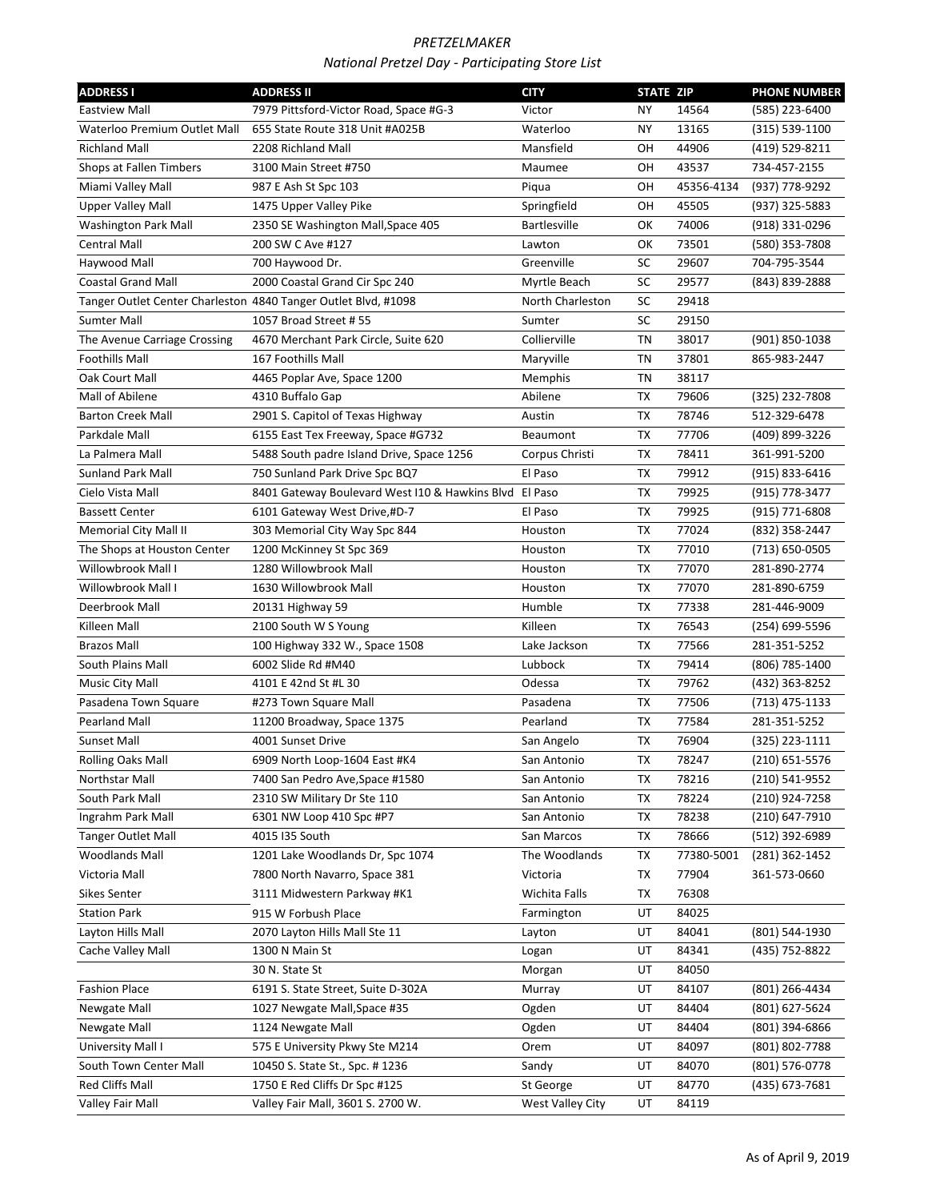*PRETZELMAKER*

*National Pretzel Day - Participating Store List*

| ADDRESS I | ADDRESS II | CITY | STATE | ZIP | PHONE NUMBER |
|---|---|---|---|---|---|
| Eastview Mall | 7979 Pittsford-Victor Road, Space #G-3 | Victor | NY | 14564 | (585) 223-6400 |
| Waterloo Premium Outlet Mall | 655 State Route 318 Unit #A025B | Waterloo | NY | 13165 | (315) 539-1100 |
| Richland Mall | 2208 Richland Mall | Mansfield | OH | 44906 | (419) 529-8211 |
| Shops at Fallen Timbers | 3100 Main Street #750 | Maumee | OH | 43537 | 734-457-2155 |
| Miami Valley Mall | 987 E Ash St Spc 103 | Piqua | OH | 45356-4134 | (937) 778-9292 |
| Upper Valley Mall | 1475 Upper Valley Pike | Springfield | OH | 45505 | (937) 325-5883 |
| Washington Park Mall | 2350 SE Washington Mall,Space 405 | Bartlesville | OK | 74006 | (918) 331-0296 |
| Central Mall | 200 SW C Ave #127 | Lawton | OK | 73501 | (580) 353-7808 |
| Haywood Mall | 700 Haywood Dr. | Greenville | SC | 29607 | 704-795-3544 |
| Coastal Grand Mall | 2000 Coastal Grand Cir Spc 240 | Myrtle Beach | SC | 29577 | (843) 839-2888 |
| Tanger Outlet Center Charleston | 4840 Tanger Outlet Blvd, #1098 | North Charleston | SC | 29418 | |
| Sumter Mall | 1057 Broad Street # 55 | Sumter | SC | 29150 | |
| The Avenue Carriage Crossing | 4670 Merchant Park Circle, Suite 620 | Collierville | TN | 38017 | (901) 850-1038 |
| Foothills Mall | 167 Foothills Mall | Maryville | TN | 37801 | 865-983-2447 |
| Oak Court Mall | 4465 Poplar Ave, Space 1200 | Memphis | TN | 38117 | |
| Mall of Abilene | 4310 Buffalo Gap | Abilene | TX | 79606 | (325) 232-7808 |
| Barton Creek Mall | 2901 S. Capitol of Texas Highway | Austin | TX | 78746 | 512-329-6478 |
| Parkdale Mall | 6155 East Tex Freeway, Space #G732 | Beaumont | TX | 77706 | (409) 899-3226 |
| La Palmera Mall | 5488 South padre Island Drive, Space 1256 | Corpus Christi | TX | 78411 | 361-991-5200 |
| Sunland Park Mall | 750 Sunland Park Drive Spc BQ7 | El Paso | TX | 79912 | (915) 833-6416 |
| Cielo Vista Mall | 8401 Gateway Boulevard West I10 & Hawkins Blvd | El Paso | TX | 79925 | (915) 778-3477 |
| Bassett Center | 6101 Gateway West Drive,#D-7 | El Paso | TX | 79925 | (915) 771-6808 |
| Memorial City Mall II | 303 Memorial City Way Spc 844 | Houston | TX | 77024 | (832) 358-2447 |
| The Shops at Houston Center | 1200 McKinney St Spc 369 | Houston | TX | 77010 | (713) 650-0505 |
| Willowbrook Mall I | 1280 Willowbrook Mall | Houston | TX | 77070 | 281-890-2774 |
| Willowbrook Mall I | 1630 Willowbrook Mall | Houston | TX | 77070 | 281-890-6759 |
| Deerbrook Mall | 20131 Highway 59 | Humble | TX | 77338 | 281-446-9009 |
| Killeen Mall | 2100 South W S Young | Killeen | TX | 76543 | (254) 699-5596 |
| Brazos Mall | 100 Highway 332 W., Space 1508 | Lake Jackson | TX | 77566 | 281-351-5252 |
| South Plains Mall | 6002 Slide Rd #M40 | Lubbock | TX | 79414 | (806) 785-1400 |
| Music City Mall | 4101 E 42nd St #L 30 | Odessa | TX | 79762 | (432) 363-8252 |
| Pasadena Town Square | #273 Town Square Mall | Pasadena | TX | 77506 | (713) 475-1133 |
| Pearland Mall | 11200 Broadway, Space 1375 | Pearland | TX | 77584 | 281-351-5252 |
| Sunset Mall | 4001 Sunset Drive | San Angelo | TX | 76904 | (325) 223-1111 |
| Rolling Oaks Mall | 6909 North Loop-1604 East #K4 | San Antonio | TX | 78247 | (210) 651-5576 |
| Northstar Mall | 7400 San Pedro Ave,Space #1580 | San Antonio | TX | 78216 | (210) 541-9552 |
| South Park Mall | 2310 SW Military Dr Ste 110 | San Antonio | TX | 78224 | (210) 924-7258 |
| Ingrahm Park Mall | 6301 NW Loop 410 Spc #P7 | San Antonio | TX | 78238 | (210) 647-7910 |
| Tanger Outlet Mall | 4015 I35 South | San Marcos | TX | 78666 | (512) 392-6989 |
| Woodlands Mall | 1201 Lake Woodlands Dr, Spc 1074 | The Woodlands | TX | 77380-5001 | (281) 362-1452 |
| Victoria Mall | 7800 North Navarro, Space 381 | Victoria | TX | 77904 | 361-573-0660 |
| Sikes Senter | 3111 Midwestern Parkway #K1 | Wichita Falls | TX | 76308 | |
| Station Park | 915 W Forbush Place | Farmington | UT | 84025 | |
| Layton Hills Mall | 2070 Layton Hills Mall Ste 11 | Layton | UT | 84041 | (801) 544-1930 |
| Cache Valley Mall | 1300 N Main St | Logan | UT | 84341 | (435) 752-8822 |
| | 30 N. State St | Morgan | UT | 84050 | |
| Fashion Place | 6191 S. State Street, Suite D-302A | Murray | UT | 84107 | (801) 266-4434 |
| Newgate Mall | 1027 Newgate Mall,Space #35 | Ogden | UT | 84404 | (801) 627-5624 |
| Newgate Mall | 1124 Newgate Mall | Ogden | UT | 84404 | (801) 394-6866 |
| University Mall I | 575 E University Pkwy Ste M214 | Orem | UT | 84097 | (801) 802-7788 |
| South Town Center Mall | 10450 S. State St., Spc. # 1236 | Sandy | UT | 84070 | (801) 576-0778 |
| Red Cliffs Mall | 1750 E Red Cliffs Dr Spc #125 | St George | UT | 84770 | (435) 673-7681 |
| Valley Fair Mall | Valley Fair Mall, 3601 S. 2700 W. | West Valley City | UT | 84119 | |

As of April 9, 2019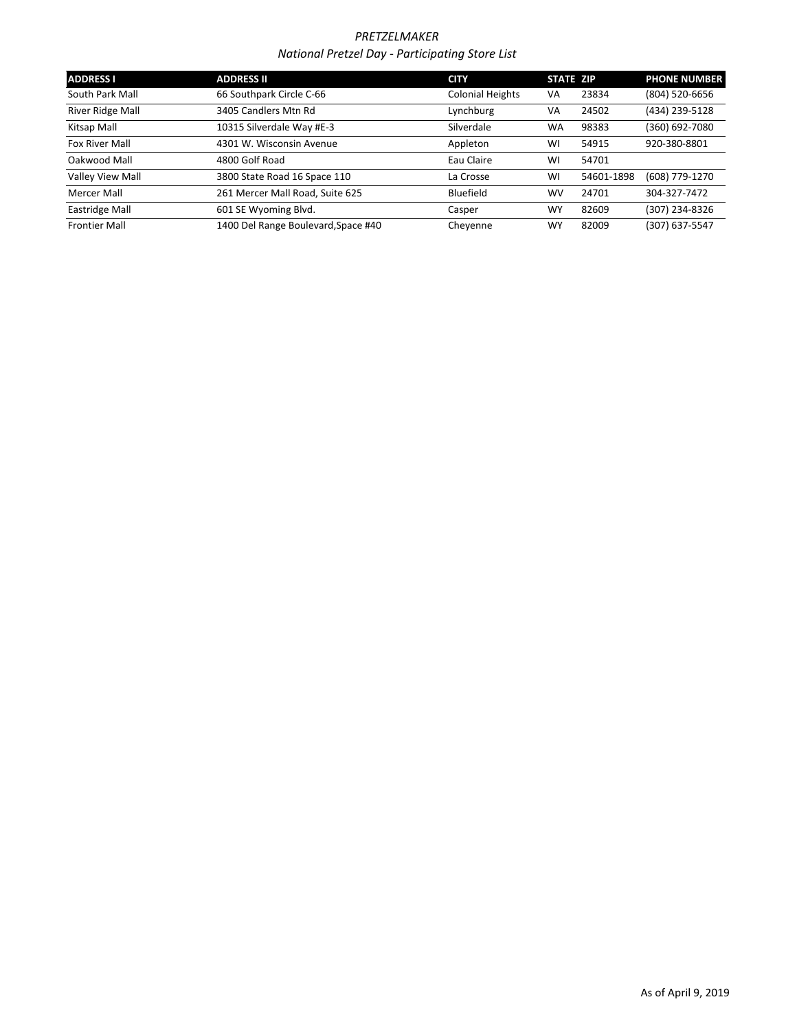*PRETZELMAKER*

*National Pretzel Day - Participating Store List*

| ADDRESS I | ADDRESS II | CITY | STATE | ZIP | PHONE NUMBER |
|---|---|---|---|---|---|
| South Park Mall | 66 Southpark Circle C-66 | Colonial Heights | VA | 23834 | (804) 520-6656 |
| River Ridge Mall | 3405 Candlers Mtn Rd | Lynchburg | VA | 24502 | (434) 239-5128 |
| Kitsap Mall | 10315 Silverdale Way #E-3 | Silverdale | WA | 98383 | (360) 692-7080 |
| Fox River Mall | 4301 W. Wisconsin Avenue | Appleton | WI | 54915 | 920-380-8801 |
| Oakwood Mall | 4800 Golf Road | Eau Claire | WI | 54701 | |
| Valley View Mall | 3800 State Road 16 Space 110 | La Crosse | WI | 54601-1898 | (608) 779-1270 |
| Mercer Mall | 261 Mercer Mall Road, Suite 625 | Bluefield | WV | 24701 | 304-327-7472 |
| Eastridge Mall | 601 SE Wyoming Blvd. | Casper | WY | 82609 | (307) 234-8326 |
| Frontier Mall | 1400 Del Range Boulevard,Space #40 | Cheyenne | WY | 82009 | (307) 637-5547 |

As of April 9, 2019